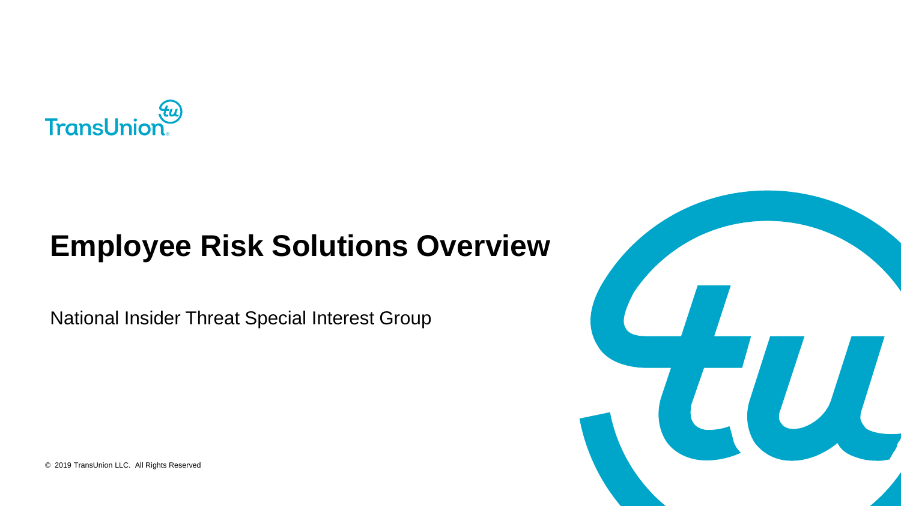TransUnion

# Employee Risk Solutions Overview

National Insider Threat Special Interest Group

© 2019 TransUnion LLC. All Rights Reserved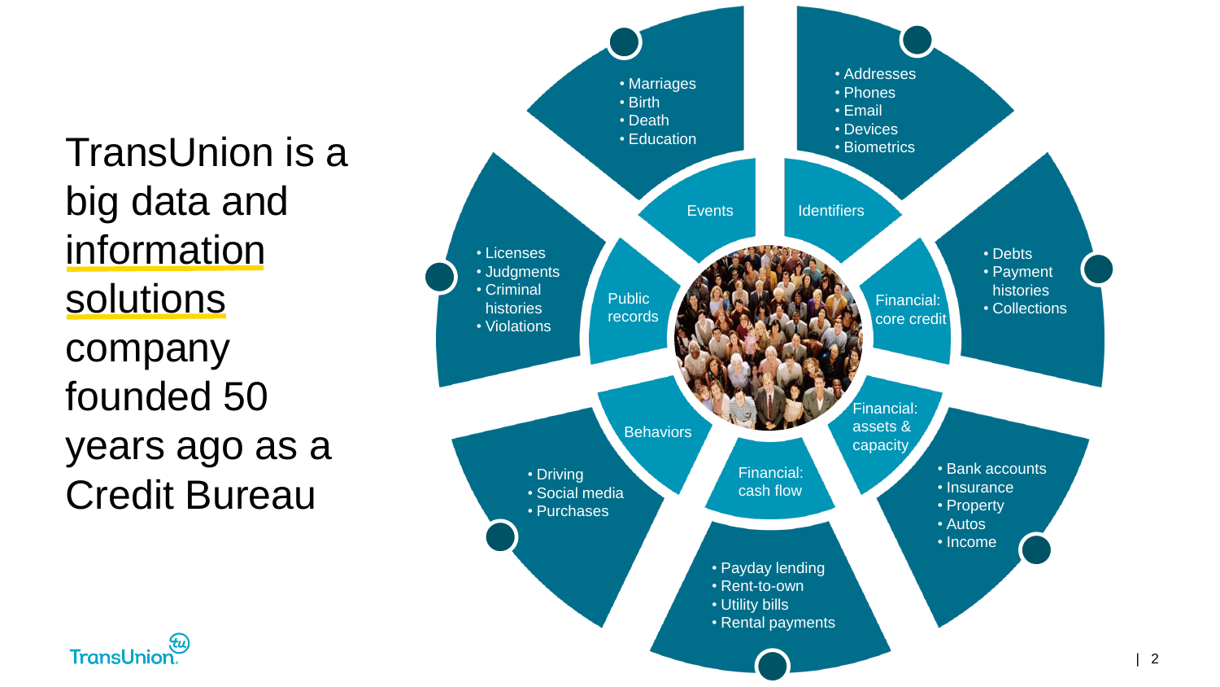# TransUnion is a big data and information solutions company founded 50 years ago as a Credit Bureau

**Events**
- Marriages
- Birth
- Death
- Education

**Identifiers**
- Addresses
- Phones
- Email
- Devices
- Biometrics

**Financial: core credit**
- Debts
- Payment histories
- Collections

**Financial: assets & capacity**
- Bank accounts
- Insurance
- Property
- Autos
- Income

**Financial: cash flow**
- Payday lending
- Rent-to-own
- Utility bills
- Rental payments

**Behaviors**
- Driving
- Social media
- Purchases

**Public records**
- Licenses
- Judgments
- Criminal histories
- Violations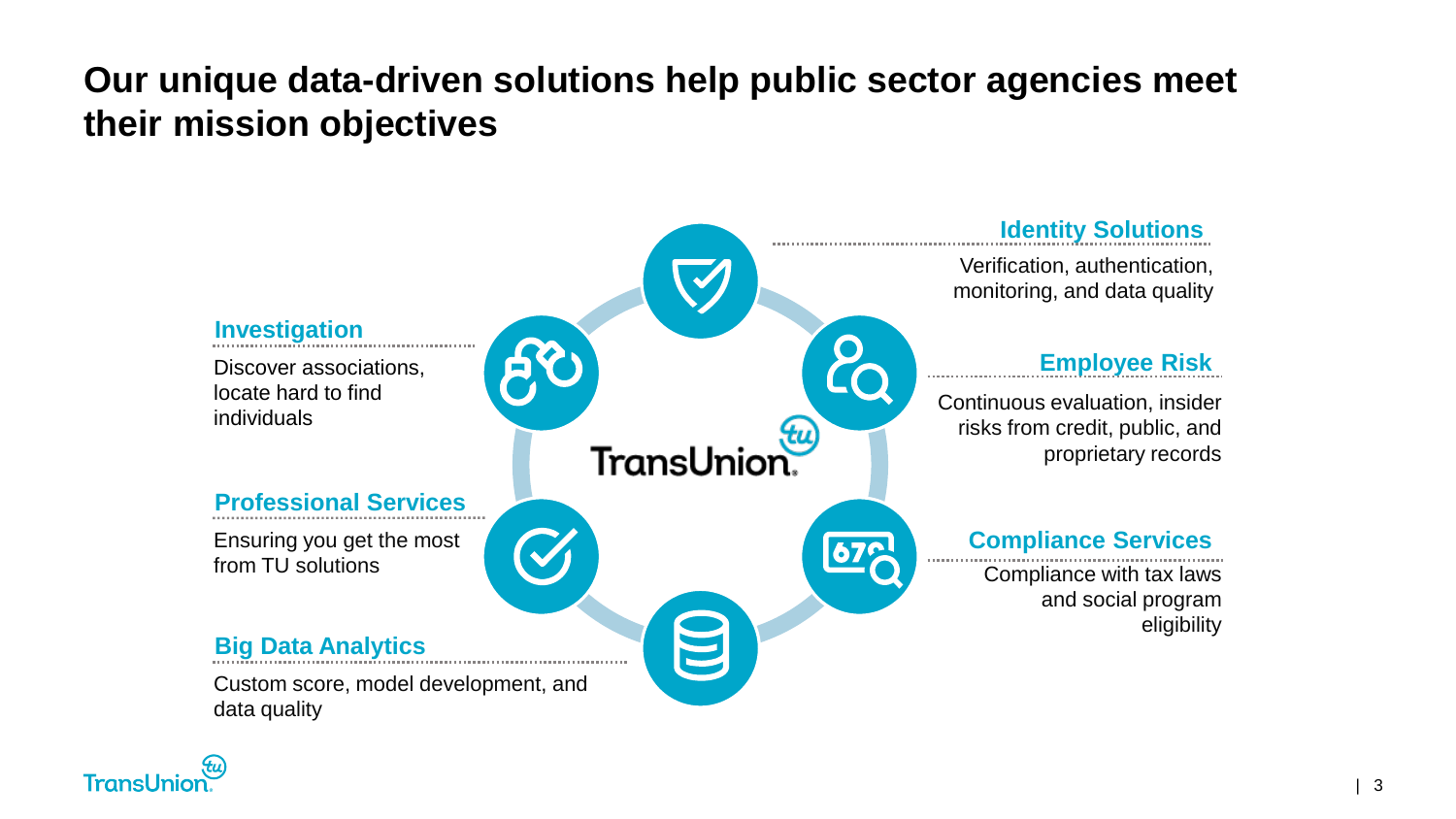# Our unique data-driven solutions help public sector agencies meet their mission objectives

**Investigation**

Discover associations, locate hard to find individuals

**Professional Services**

Ensuring you get the most from TU solutions

**Big Data Analytics**

Custom score, model development, and data quality

**Identity Solutions**

Verification, authentication, monitoring, and data quality

**Employee Risk**

Continuous evaluation, insider risks from credit, public, and proprietary records

**Compliance Services**

Compliance with tax laws and social program eligibility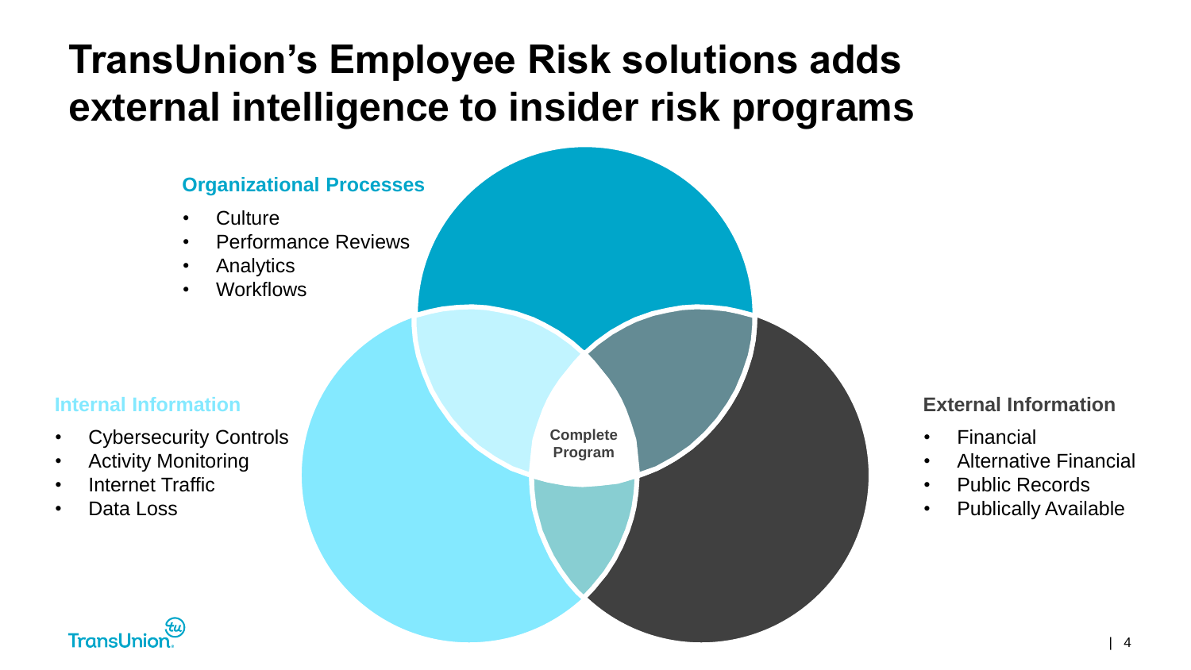# TransUnion's Employee Risk solutions adds external intelligence to insider risk programs

**Organizational Processes**

- Culture
- Performance Reviews
- Analytics
- Workflows

**Internal Information**

- Cybersecurity Controls
- Activity Monitoring
- Internet Traffic
- Data Loss

**Complete Program**

**External Information**

- Financial
- Alternative Financial
- Public Records
- Publically Available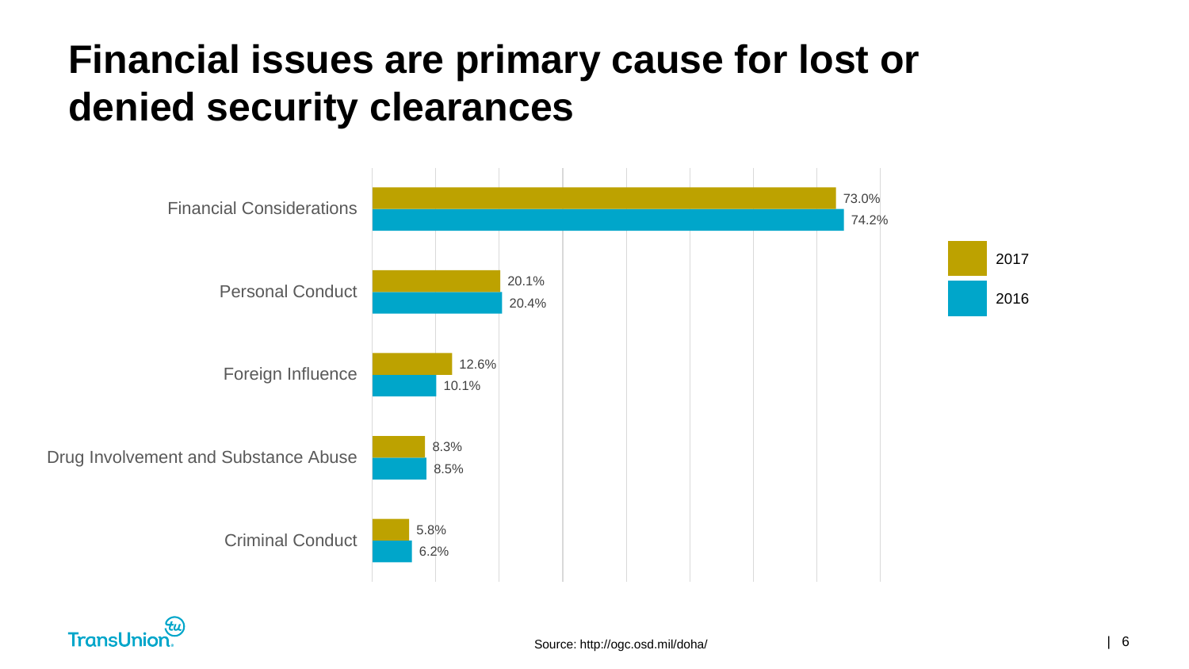# Financial issues are primary cause for lost or denied security clearances

| | 2017 | 2016 |
|---|---|---|
| Financial Considerations | 73.0% | 74.2% |
| Personal Conduct | 20.1% | 20.4% |
| Foreign Influence | 12.6% | 10.1% |
| Drug Involvement and Substance Abuse | 8.3% | 8.5% |
| Criminal Conduct | 5.8% | 6.2% |

Source: http://ogc.osd.mil/doha/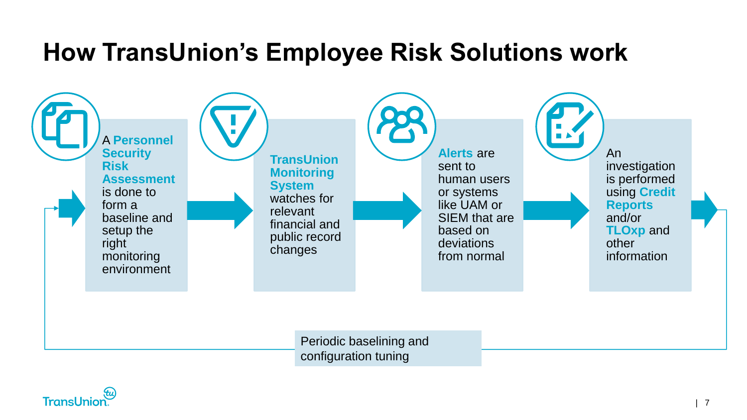# How TransUnion's Employee Risk Solutions work

1. A **Personnel Security Risk Assessment** is done to form a baseline and setup the right monitoring environment
2. **TransUnion Monitoring System** watches for relevant financial and public record changes
3. **Alerts** are sent to human users or systems like UAM or SIEM that are based on deviations from normal
4. An investigation is performed using **Credit Reports** and/or **TLOxp** and other information

Periodic baselining and configuration tuning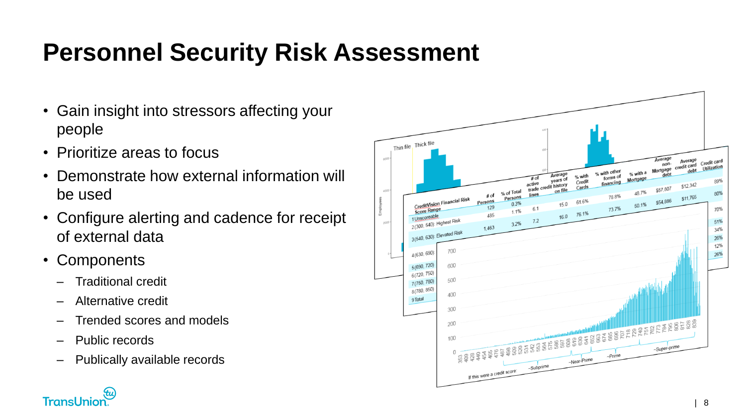# Personnel Security Risk Assessment

- Gain insight into stressors affecting your people
- Prioritize areas to focus
- Demonstrate how external information will be used
- Configure alerting and cadence for receipt of external data
- Components
  - Traditional credit
  - Alternative credit
  - Trended scores and models
  - Public records
  - Publically available records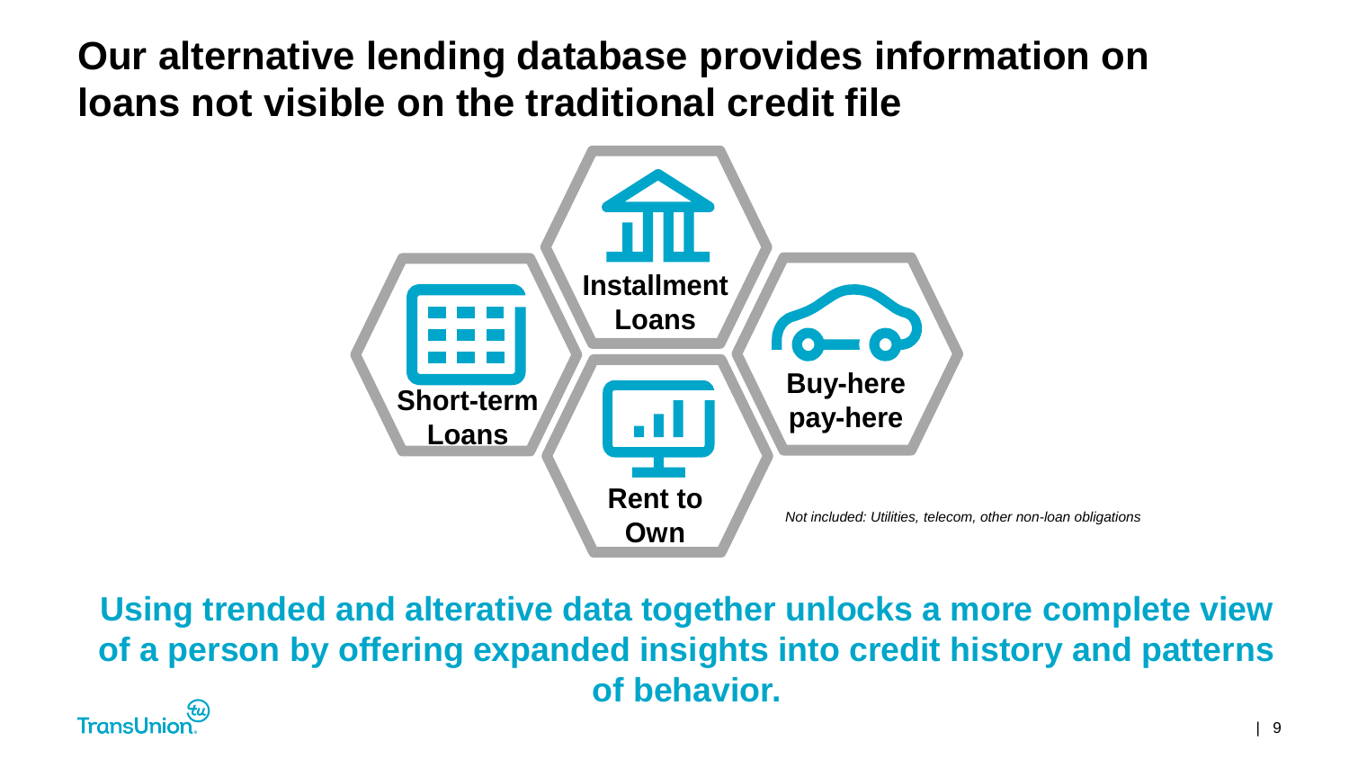# Our alternative lending database provides information on loans not visible on the traditional credit file

- Installment Loans
- Short-term Loans
- Buy-here pay-here
- Rent to Own

*Not included: Utilities, telecom, other non-loan obligations*

**Using trended and alterative data together unlocks a more complete view of a person by offering expanded insights into credit history and patterns of behavior.**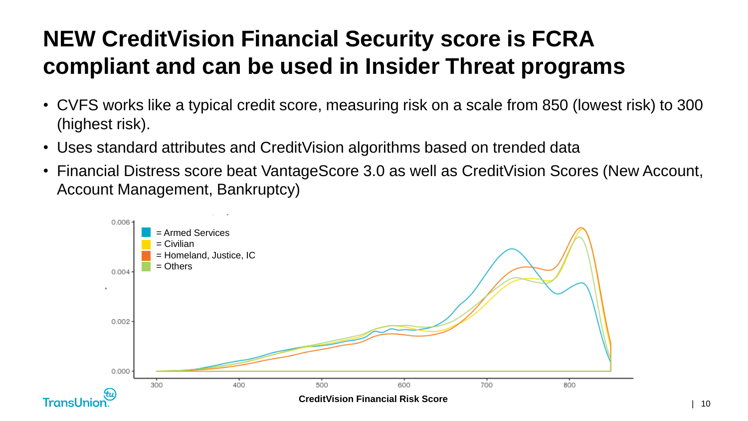# NEW CreditVision Financial Security score is FCRA compliant and can be used in Insider Threat programs

- CVFS works like a typical credit score, measuring risk on a scale from 850 (lowest risk) to 300 (highest risk).
- Uses standard attributes and CreditVision algorithms based on trended data
- Financial Distress score beat VantageScore 3.0 as well as CreditVision Scores (New Account, Account Management, Bankruptcy)

= Armed Services
= Civilian
= Homeland, Justice, IC
= Others

CreditVision Financial Risk Score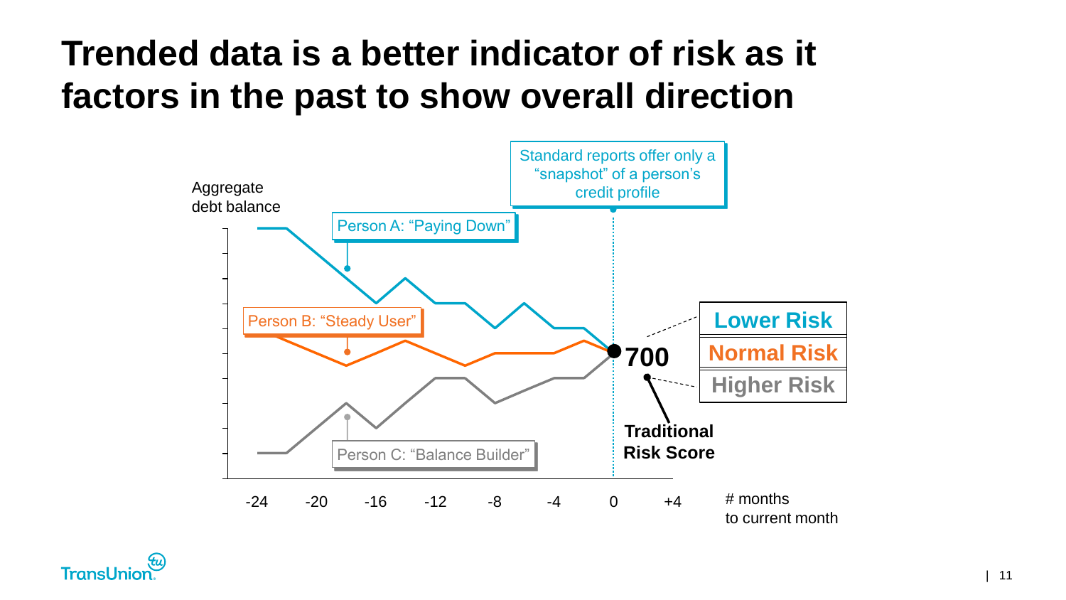# Trended data is a better indicator of risk as it factors in the past to show overall direction

Standard reports offer only a "snapshot" of a person's credit profile

Aggregate debt balance

Person A: "Paying Down"

Person B: "Steady User"

Person C: "Balance Builder"

**700**

**Traditional Risk Score**

**Lower Risk**

**Normal Risk**

**Higher Risk**

-24 -20 -16 -12 -8 -4 0 +4

# months to current month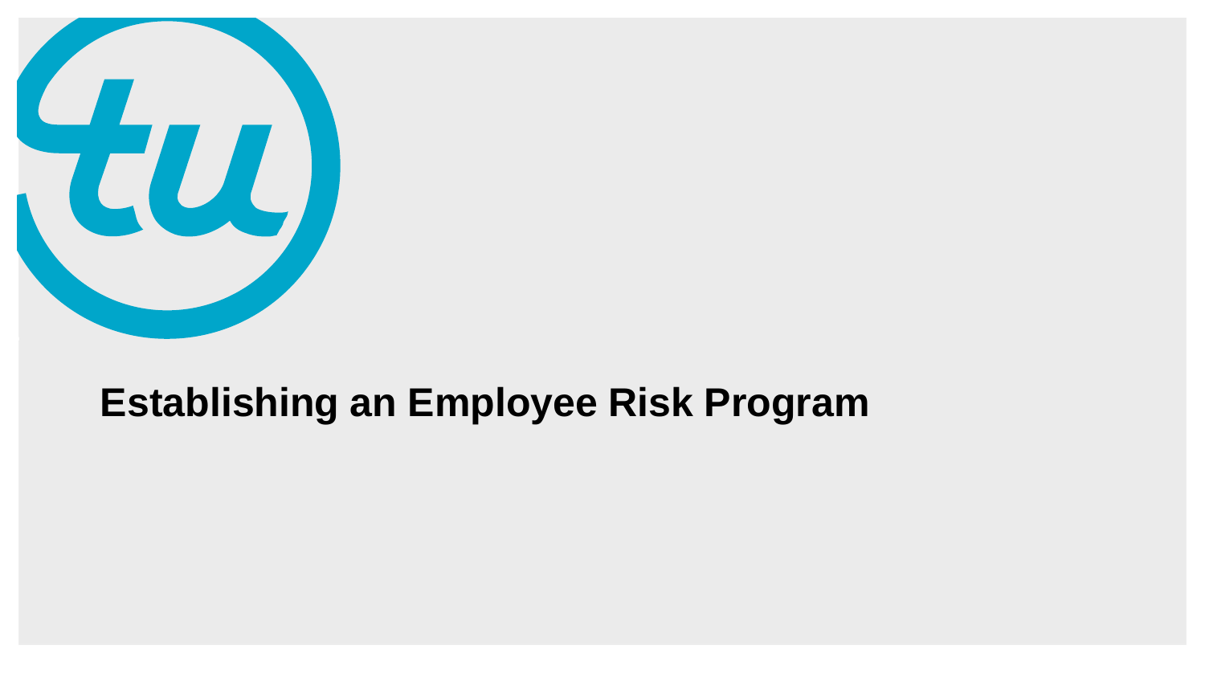# Establishing an Employee Risk Program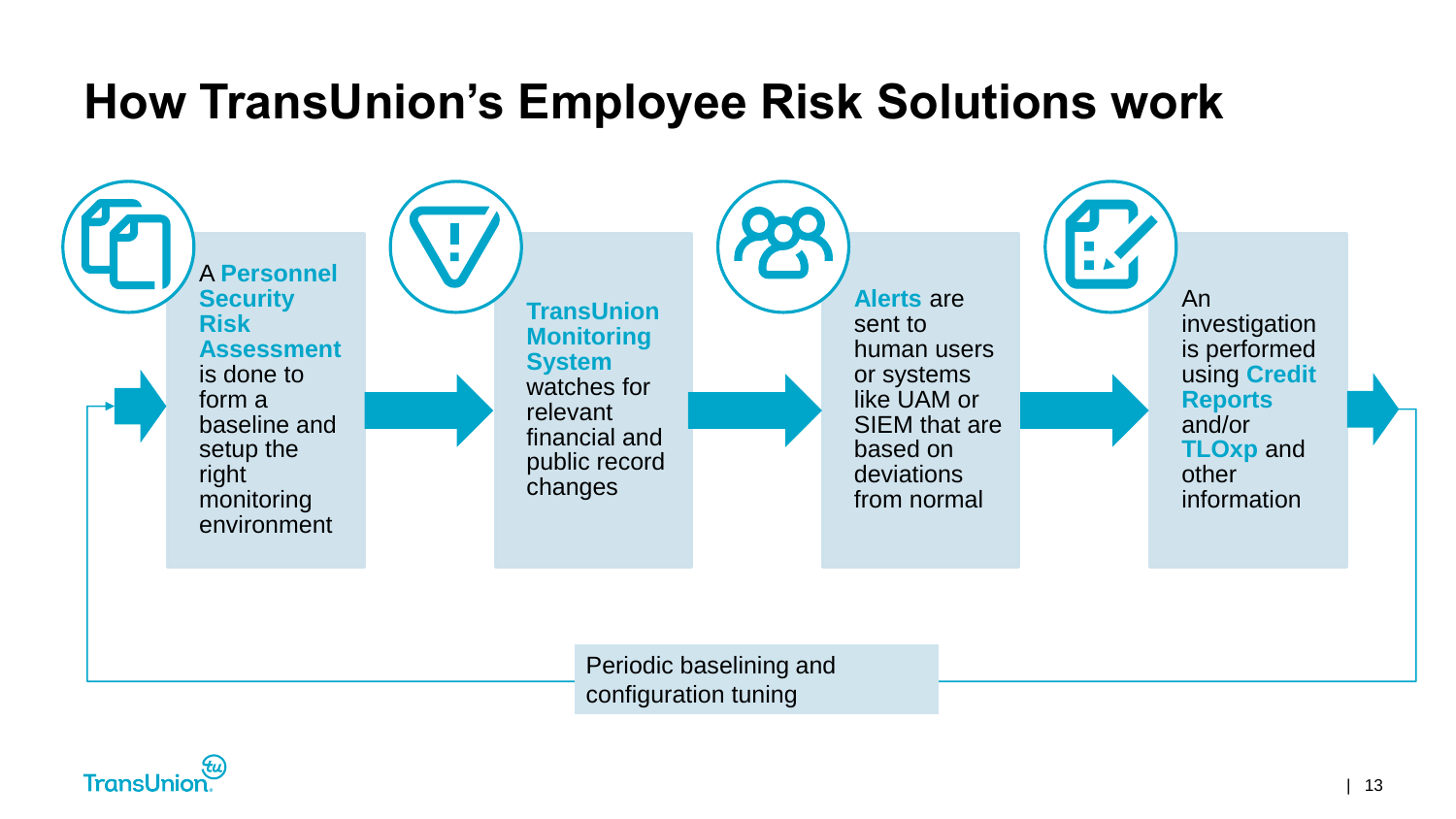# How TransUnion's Employee Risk Solutions work

1. A **Personnel Security Risk Assessment** is done to form a baseline and setup the right monitoring environment
2. **TransUnion Monitoring System** watches for relevant financial and public record changes
3. **Alerts** are sent to human users or systems like UAM or SIEM that are based on deviations from normal
4. An investigation is performed using **Credit Reports** and/or **TLOxp** and other information

Periodic baselining and configuration tuning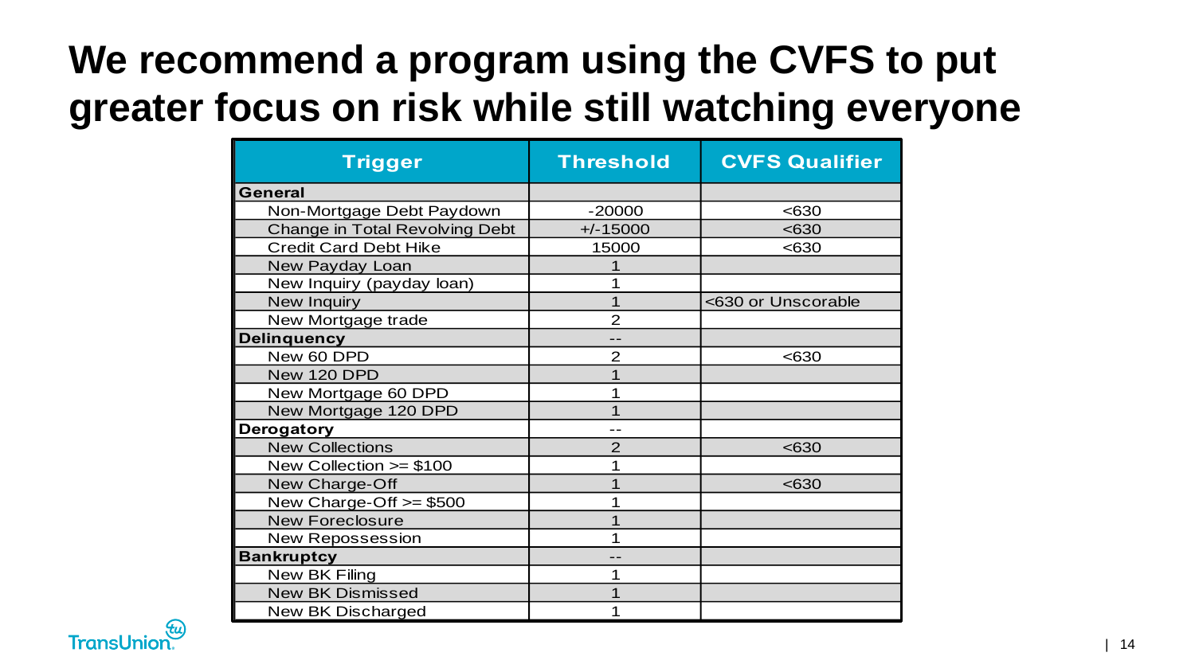# We recommend a program using the CVFS to put greater focus on risk while still watching everyone

| Trigger | Threshold | CVFS Qualifier |
| --- | --- | --- |
| **General** | | |
| Non-Mortgage Debt Paydown | -20000 | <630 |
| Change in Total Revolving Debt | +/-15000 | <630 |
| Credit Card Debt Hike | 15000 | <630 |
| New Payday Loan | 1 | |
| New Inquiry (payday loan) | 1 | |
| New Inquiry | 1 | <630 or Unscorable |
| New Mortgage trade | 2 | |
| **Delinquency** | -- | |
| New 60 DPD | 2 | <630 |
| New 120 DPD | 1 | |
| New Mortgage 60 DPD | 1 | |
| New Mortgage 120 DPD | 1 | |
| **Derogatory** | -- | |
| New Collections | 2 | <630 |
| New Collection >= $100 | 1 | |
| New Charge-Off | 1 | <630 |
| New Charge-Off >= $500 | 1 | |
| New Foreclosure | 1 | |
| New Repossession | 1 | |
| **Bankruptcy** | -- | |
| New BK Filing | 1 | |
| New BK Dismissed | 1 | |
| New BK Discharged | 1 | |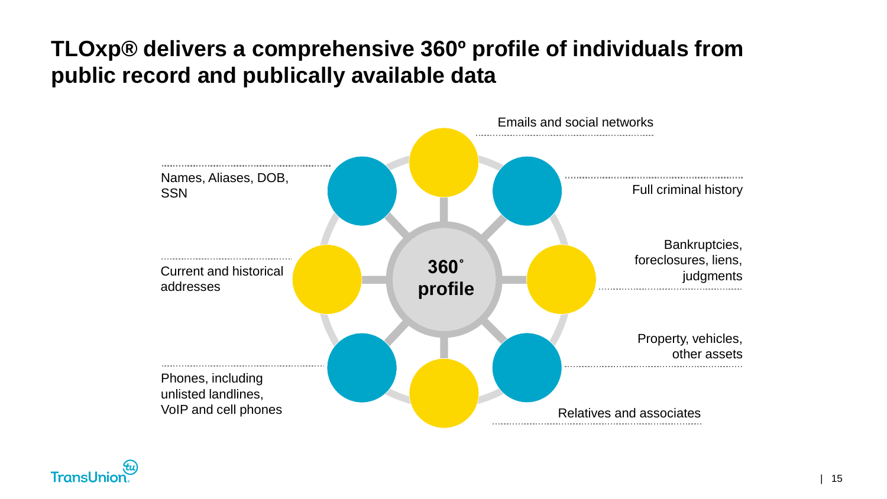# TLOxp® delivers a comprehensive 360º profile of individuals from public record and publically available data

**360˚ profile**

- Emails and social networks
- Full criminal history
- Bankruptcies, foreclosures, liens, judgments
- Property, vehicles, other assets
- Relatives and associates
- Phones, including unlisted landlines, VoIP and cell phones
- Current and historical addresses
- Names, Aliases, DOB, SSN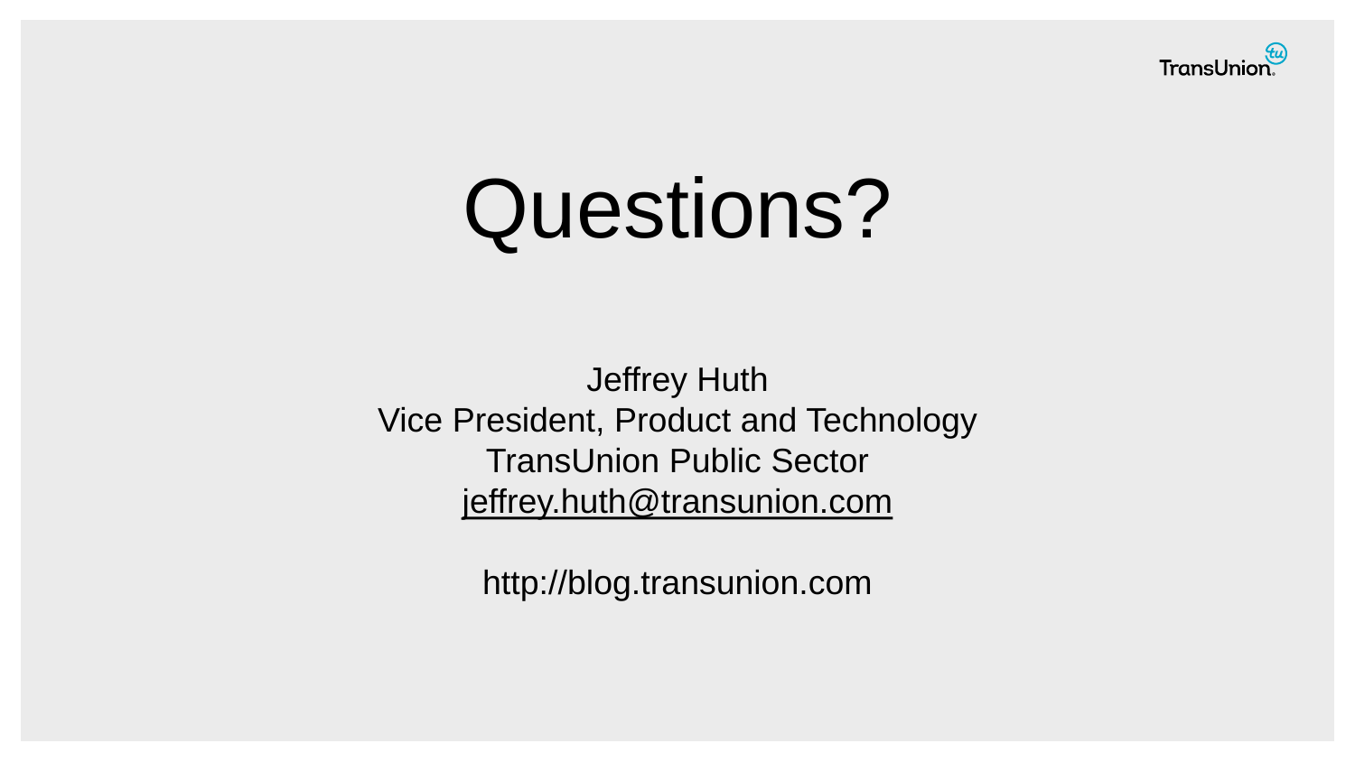# Questions?

Jeffrey Huth
Vice President, Product and Technology
TransUnion Public Sector
jeffrey.huth@transunion.com

http://blog.transunion.com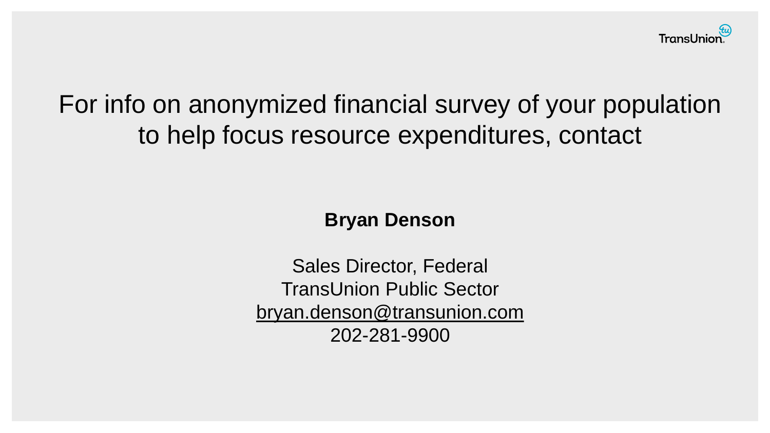TransUnion

# For info on anonymized financial survey of your population to help focus resource expenditures, contact

**Bryan Denson**

Sales Director, Federal
TransUnion Public Sector
bryan.denson@transunion.com
202-281-9900